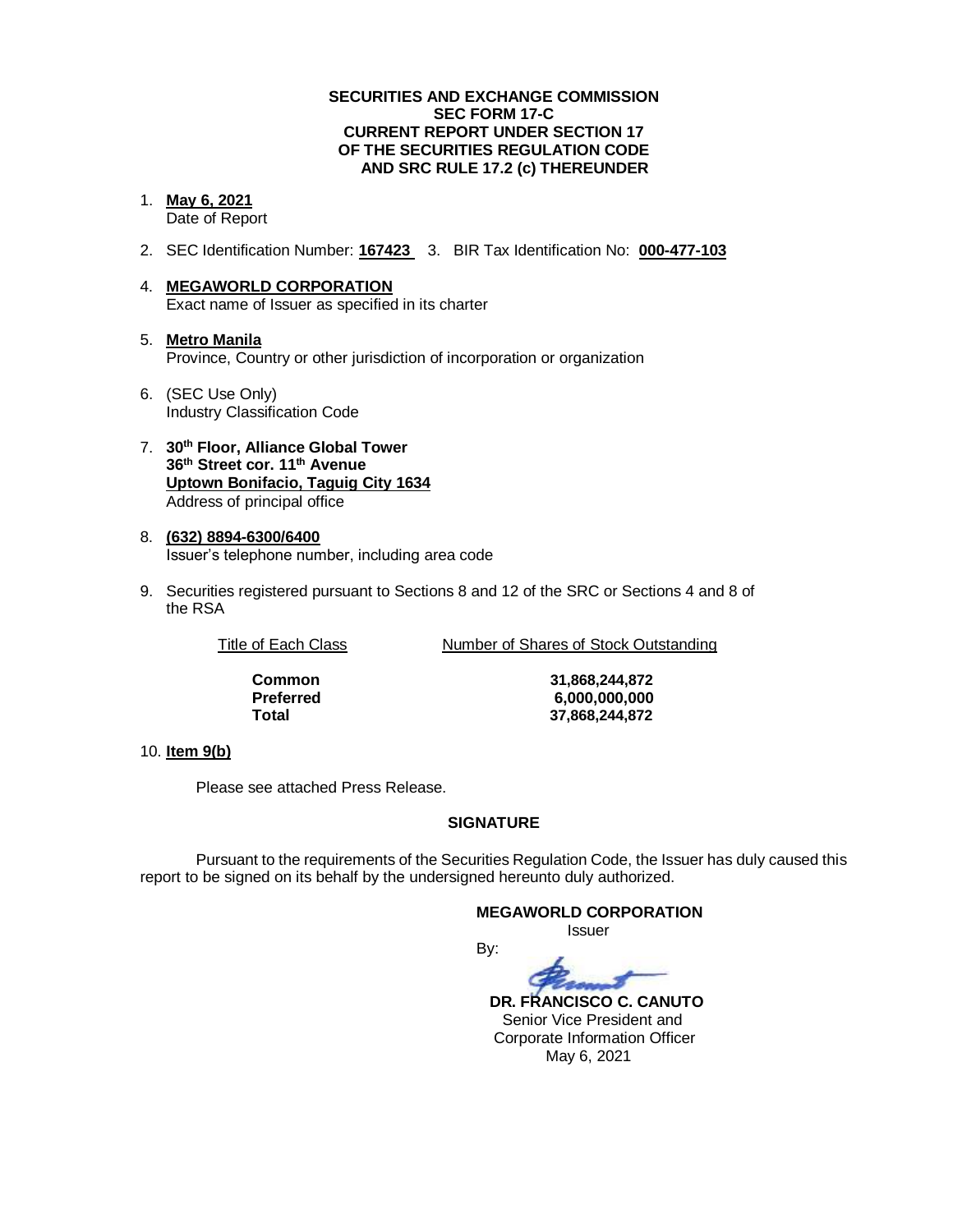**SECURITIES AND EXCHANGE COMMISSION**
**SEC FORM 17-C**
**CURRENT REPORT UNDER SECTION 17**
**OF THE SECURITIES REGULATION CODE**
**AND SRC RULE 17.2 (c) THEREUNDER**

1. **May 6, 2021**
   Date of Report

2. SEC Identification Number: **167423** 3. BIR Tax Identification No: **000-477-103**

4. **MEGAWORLD CORPORATION**
   Exact name of Issuer as specified in its charter

5. **Metro Manila**
   Province, Country or other jurisdiction of incorporation or organization

6. (SEC Use Only)
   Industry Classification Code

7. **30th Floor, Alliance Global Tower**
   **36th Street cor. 11th Avenue**
   **Uptown Bonifacio, Taguig City 1634**
   Address of principal office

8. **(632) 8894-6300/6400**
   Issuer's telephone number, including area code

9. Securities registered pursuant to Sections 8 and 12 of the SRC or Sections 4 and 8 of the RSA

| Title of Each Class | Number of Shares of Stock Outstanding |
|---|---|
| **Common** | **31,868,244,872** |
| **Preferred** | **6,000,000,000** |
| **Total** | **37,868,244,872** |

10. **Item 9(b)**

Please see attached Press Release.

**SIGNATURE**

Pursuant to the requirements of the Securities Regulation Code, the Issuer has duly caused this report to be signed on its behalf by the undersigned hereunto duly authorized.

**MEGAWORLD CORPORATION**
Issuer

By:

**DR. FRANCISCO C. CANUTO**
Senior Vice President and
Corporate Information Officer
May 6, 2021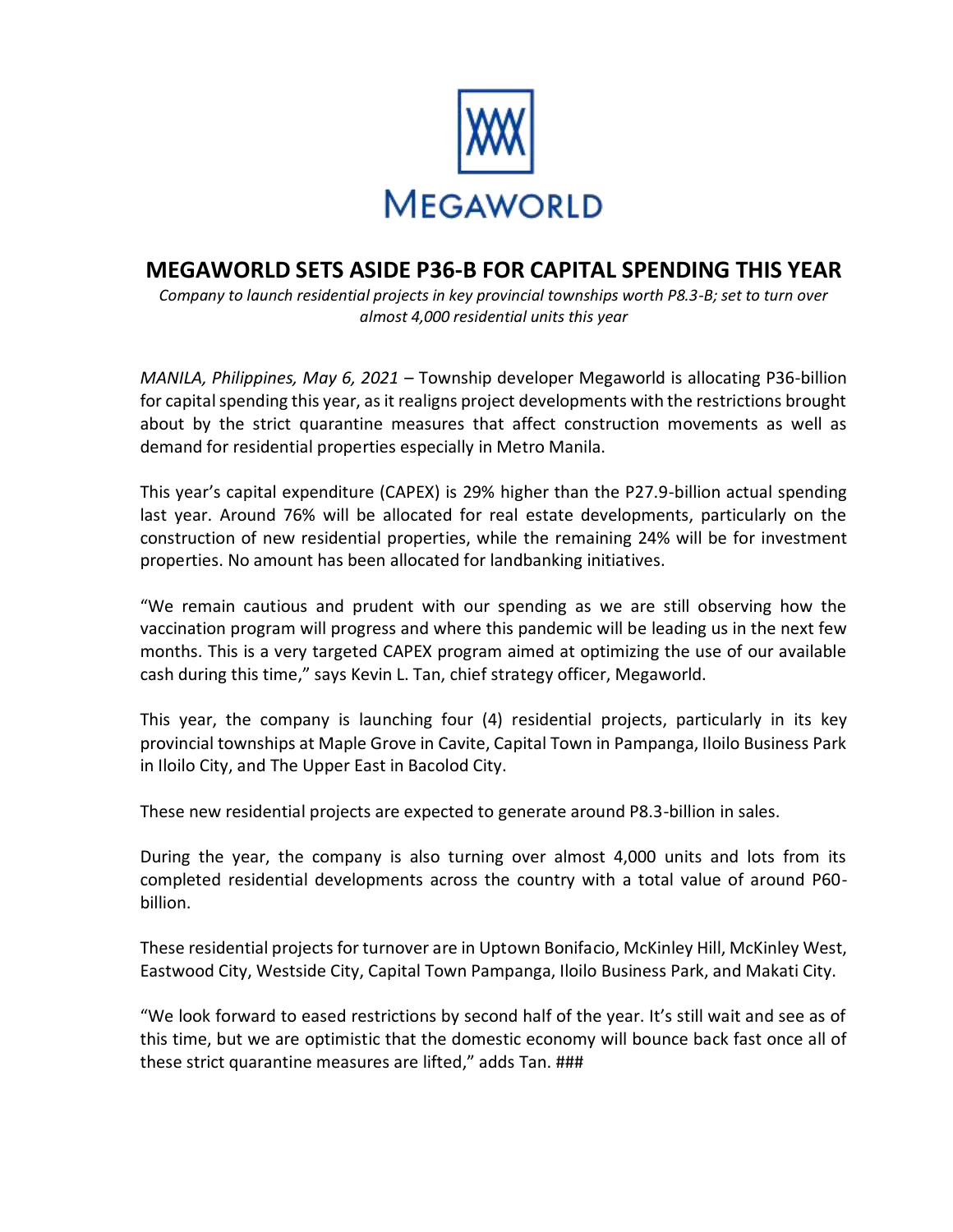# MEGAWORLD SETS ASIDE P36-B FOR CAPITAL SPENDING THIS YEAR

*Company to launch residential projects in key provincial townships worth P8.3-B; set to turn over almost 4,000 residential units this year*

*MANILA, Philippines, May 6, 2021* – Township developer Megaworld is allocating P36-billion for capital spending this year, as it realigns project developments with the restrictions brought about by the strict quarantine measures that affect construction movements as well as demand for residential properties especially in Metro Manila.

This year's capital expenditure (CAPEX) is 29% higher than the P27.9-billion actual spending last year. Around 76% will be allocated for real estate developments, particularly on the construction of new residential properties, while the remaining 24% will be for investment properties. No amount has been allocated for landbanking initiatives.

"We remain cautious and prudent with our spending as we are still observing how the vaccination program will progress and where this pandemic will be leading us in the next few months. This is a very targeted CAPEX program aimed at optimizing the use of our available cash during this time," says Kevin L. Tan, chief strategy officer, Megaworld.

This year, the company is launching four (4) residential projects, particularly in its key provincial townships at Maple Grove in Cavite, Capital Town in Pampanga, Iloilo Business Park in Iloilo City, and The Upper East in Bacolod City.

These new residential projects are expected to generate around P8.3-billion in sales.

During the year, the company is also turning over almost 4,000 units and lots from its completed residential developments across the country with a total value of around P60-billion.

These residential projects for turnover are in Uptown Bonifacio, McKinley Hill, McKinley West, Eastwood City, Westside City, Capital Town Pampanga, Iloilo Business Park, and Makati City.

"We look forward to eased restrictions by second half of the year. It's still wait and see as of this time, but we are optimistic that the domestic economy will bounce back fast once all of these strict quarantine measures are lifted," adds Tan. ###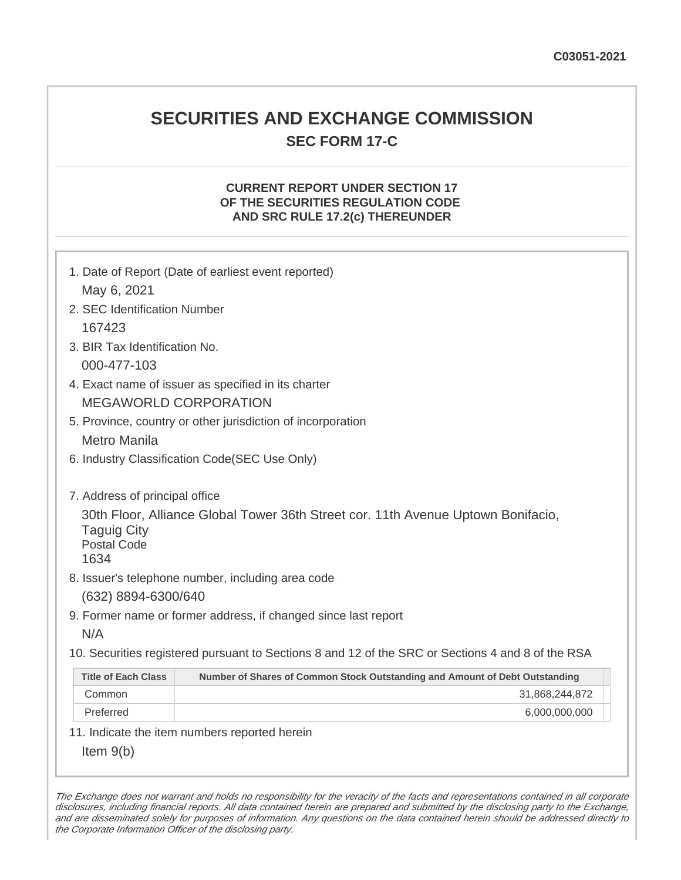C03051-2021

# SECURITIES AND EXCHANGE COMMISSION

## SEC FORM 17-C

### CURRENT REPORT UNDER SECTION 17 OF THE SECURITIES REGULATION CODE AND SRC RULE 17.2(c) THEREUNDER

1. Date of Report (Date of earliest event reported)
   May 6, 2021
2. SEC Identification Number
   167423
3. BIR Tax Identification No.
   000-477-103
4. Exact name of issuer as specified in its charter
   MEGAWORLD CORPORATION
5. Province, country or other jurisdiction of incorporation
   Metro Manila
6. Industry Classification Code(SEC Use Only)

7. Address of principal office
   30th Floor, Alliance Global Tower 36th Street cor. 11th Avenue Uptown Bonifacio, Taguig City
   Postal Code
   1634
8. Issuer's telephone number, including area code
   (632) 8894-6300/640
9. Former name or former address, if changed since last report
   N/A
10. Securities registered pursuant to Sections 8 and 12 of the SRC or Sections 4 and 8 of the RSA

| Title of Each Class | Number of Shares of Common Stock Outstanding and Amount of Debt Outstanding |
|---|---|
| Common | 31,868,244,872 |
| Preferred | 6,000,000,000 |

11. Indicate the item numbers reported herein
    Item 9(b)

*The Exchange does not warrant and holds no responsibility for the veracity of the facts and representations contained in all corporate disclosures, including financial reports. All data contained herein are prepared and submitted by the disclosing party to the Exchange, and are disseminated solely for purposes of information. Any questions on the data contained herein should be addressed directly to the Corporate Information Officer of the disclosing party.*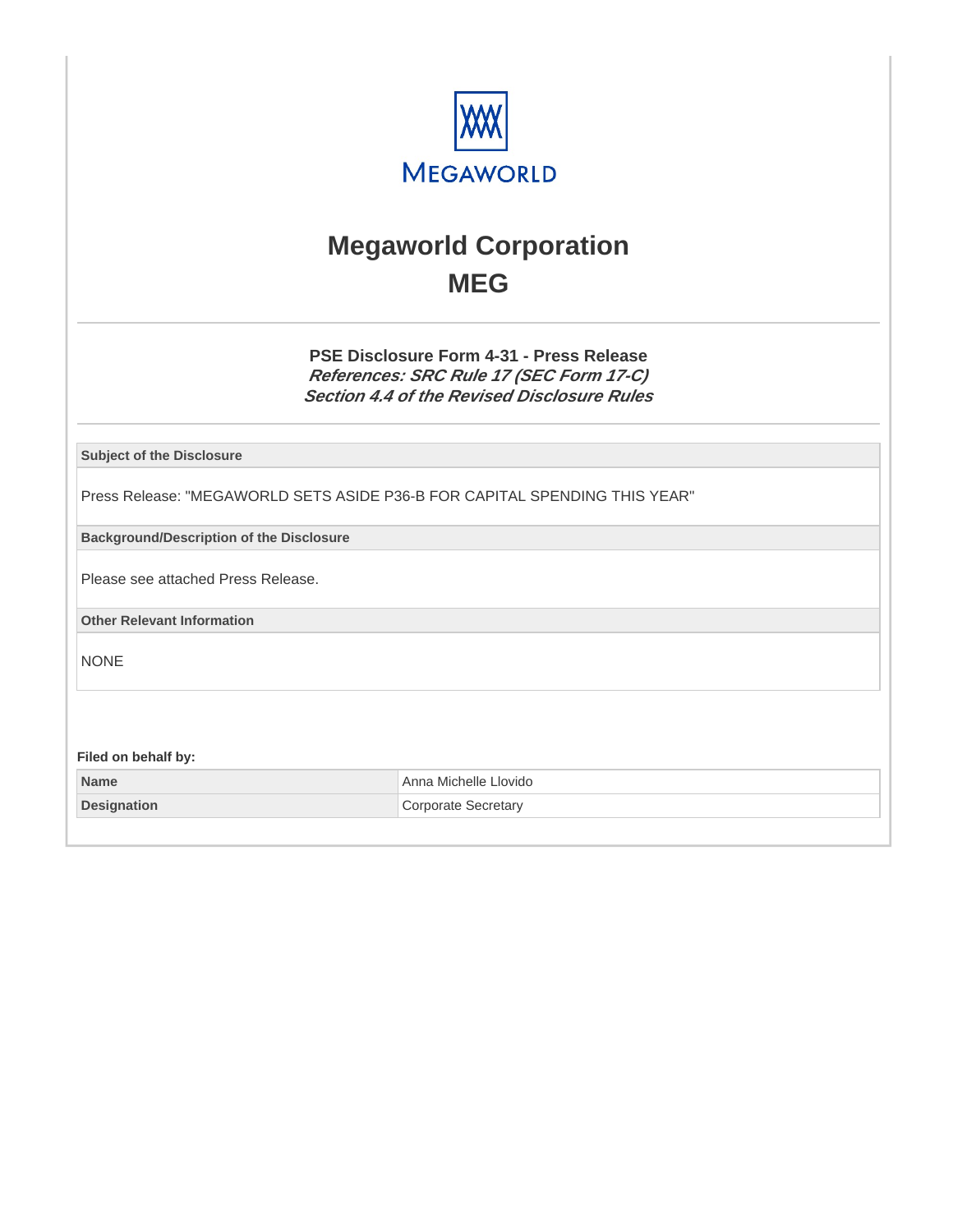MEGAWORLD

# Megaworld Corporation
# MEG

### PSE Disclosure Form 4-31 - Press Release
***References: SRC Rule 17 (SEC Form 17-C)***
***Section 4.4 of the Revised Disclosure Rules***

**Subject of the Disclosure**

Press Release: "MEGAWORLD SETS ASIDE P36-B FOR CAPITAL SPENDING THIS YEAR"

**Background/Description of the Disclosure**

Please see attached Press Release.

**Other Relevant Information**

NONE

**Filed on behalf by:**

| | |
|---|---|
| **Name** | Anna Michelle Llovido |
| **Designation** | Corporate Secretary |